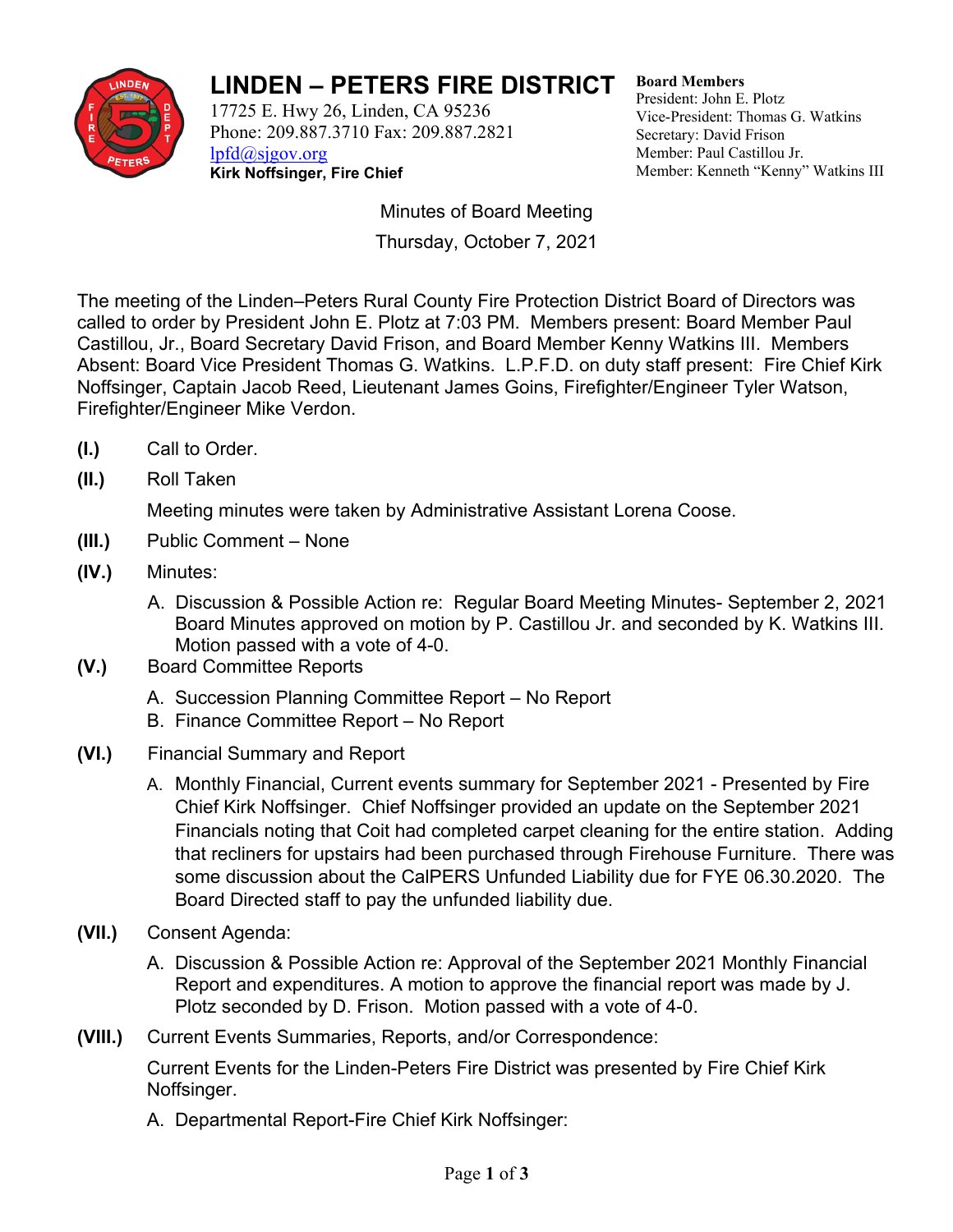# LINDEN – PETERS FIRE DISTRICT

17725 E. Hwy 26, Linden, CA 95236
Phone: 209.887.3710 Fax: 209.887.2821
lpfd@sjgov.org
**Kirk Noffsinger, Fire Chief**

**Board Members**
President: John E. Plotz
Vice-President: Thomas G. Watkins
Secretary: David Frison
Member: Paul Castillou Jr.
Member: Kenneth "Kenny" Watkins III

Minutes of Board Meeting
Thursday, October 7, 2021

The meeting of the Linden–Peters Rural County Fire Protection District Board of Directors was called to order by President John E. Plotz at 7:03 PM. Members present: Board Member Paul Castillou, Jr., Board Secretary David Frison, and Board Member Kenny Watkins III. Members Absent: Board Vice President Thomas G. Watkins. L.P.F.D. on duty staff present: Fire Chief Kirk Noffsinger, Captain Jacob Reed, Lieutenant James Goins, Firefighter/Engineer Tyler Watson, Firefighter/Engineer Mike Verdon.

**(I.)** Call to Order.

**(II.)** Roll Taken

Meeting minutes were taken by Administrative Assistant Lorena Coose.

**(III.)** Public Comment – None

**(IV.)** Minutes:

A. Discussion & Possible Action re: Regular Board Meeting Minutes- September 2, 2021 Board Minutes approved on motion by P. Castillou Jr. and seconded by K. Watkins III. Motion passed with a vote of 4-0.

**(V.)** Board Committee Reports

A. Succession Planning Committee Report – No Report
B. Finance Committee Report – No Report

**(VI.)** Financial Summary and Report

A. Monthly Financial, Current events summary for September 2021 - Presented by Fire Chief Kirk Noffsinger. Chief Noffsinger provided an update on the September 2021 Financials noting that Coit had completed carpet cleaning for the entire station. Adding that recliners for upstairs had been purchased through Firehouse Furniture. There was some discussion about the CalPERS Unfunded Liability due for FYE 06.30.2020. The Board Directed staff to pay the unfunded liability due.

**(VII.)** Consent Agenda:

A. Discussion & Possible Action re: Approval of the September 2021 Monthly Financial Report and expenditures. A motion to approve the financial report was made by J. Plotz seconded by D. Frison. Motion passed with a vote of 4-0.

**(VIII.)** Current Events Summaries, Reports, and/or Correspondence:

Current Events for the Linden-Peters Fire District was presented by Fire Chief Kirk Noffsinger.

A. Departmental Report-Fire Chief Kirk Noffsinger: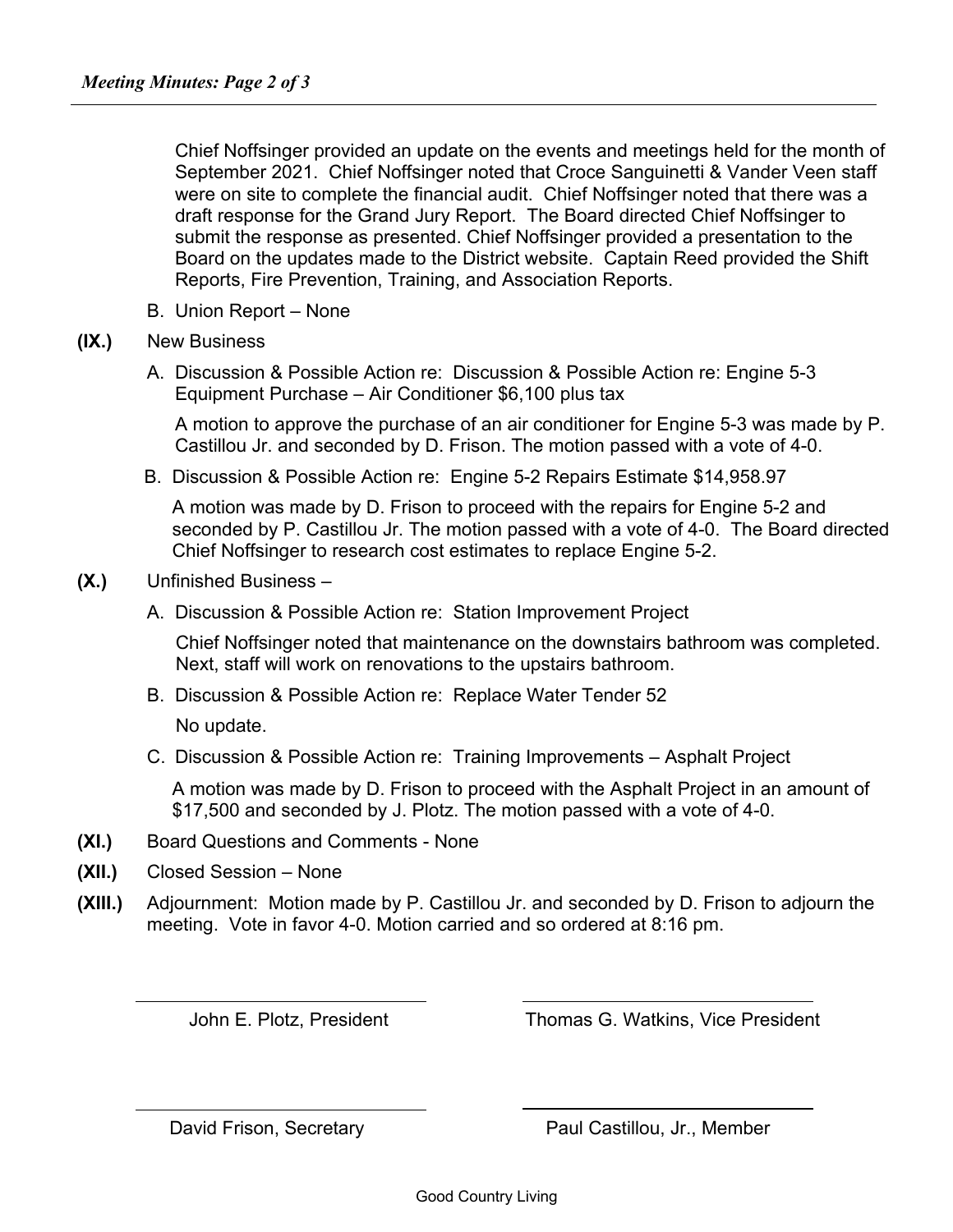Chief Noffsinger provided an update on the events and meetings held for the month of September 2021. Chief Noffsinger noted that Croce Sanguinetti & Vander Veen staff were on site to complete the financial audit. Chief Noffsinger noted that there was a draft response for the Grand Jury Report. The Board directed Chief Noffsinger to submit the response as presented. Chief Noffsinger provided a presentation to the Board on the updates made to the District website. Captain Reed provided the Shift Reports, Fire Prevention, Training, and Association Reports.

B. Union Report – None

**(IX.)** New Business

A. Discussion & Possible Action re: Discussion & Possible Action re: Engine 5-3 Equipment Purchase – Air Conditioner $6,100 plus tax

A motion to approve the purchase of an air conditioner for Engine 5-3 was made by P. Castillou Jr. and seconded by D. Frison. The motion passed with a vote of 4-0.

B. Discussion & Possible Action re: Engine 5-2 Repairs Estimate $14,958.97

A motion was made by D. Frison to proceed with the repairs for Engine 5-2 and seconded by P. Castillou Jr. The motion passed with a vote of 4-0. The Board directed Chief Noffsinger to research cost estimates to replace Engine 5-2.

**(X.)** Unfinished Business –

A. Discussion & Possible Action re: Station Improvement Project

Chief Noffsinger noted that maintenance on the downstairs bathroom was completed. Next, staff will work on renovations to the upstairs bathroom.

B. Discussion & Possible Action re: Replace Water Tender 52

No update.

C. Discussion & Possible Action re: Training Improvements – Asphalt Project

A motion was made by D. Frison to proceed with the Asphalt Project in an amount of $17,500 and seconded by J. Plotz. The motion passed with a vote of 4-0.

**(XI.)** Board Questions and Comments - None

**(XII.)** Closed Session – None

**(XIII.)** Adjournment: Motion made by P. Castillou Jr. and seconded by D. Frison to adjourn the meeting. Vote in favor 4-0. Motion carried and so ordered at 8:16 pm.

| | |
|---|---|
| John E. Plotz, President | Thomas G. Watkins, Vice President |
| David Frison, Secretary | Paul Castillou, Jr., Member |

Good Country Living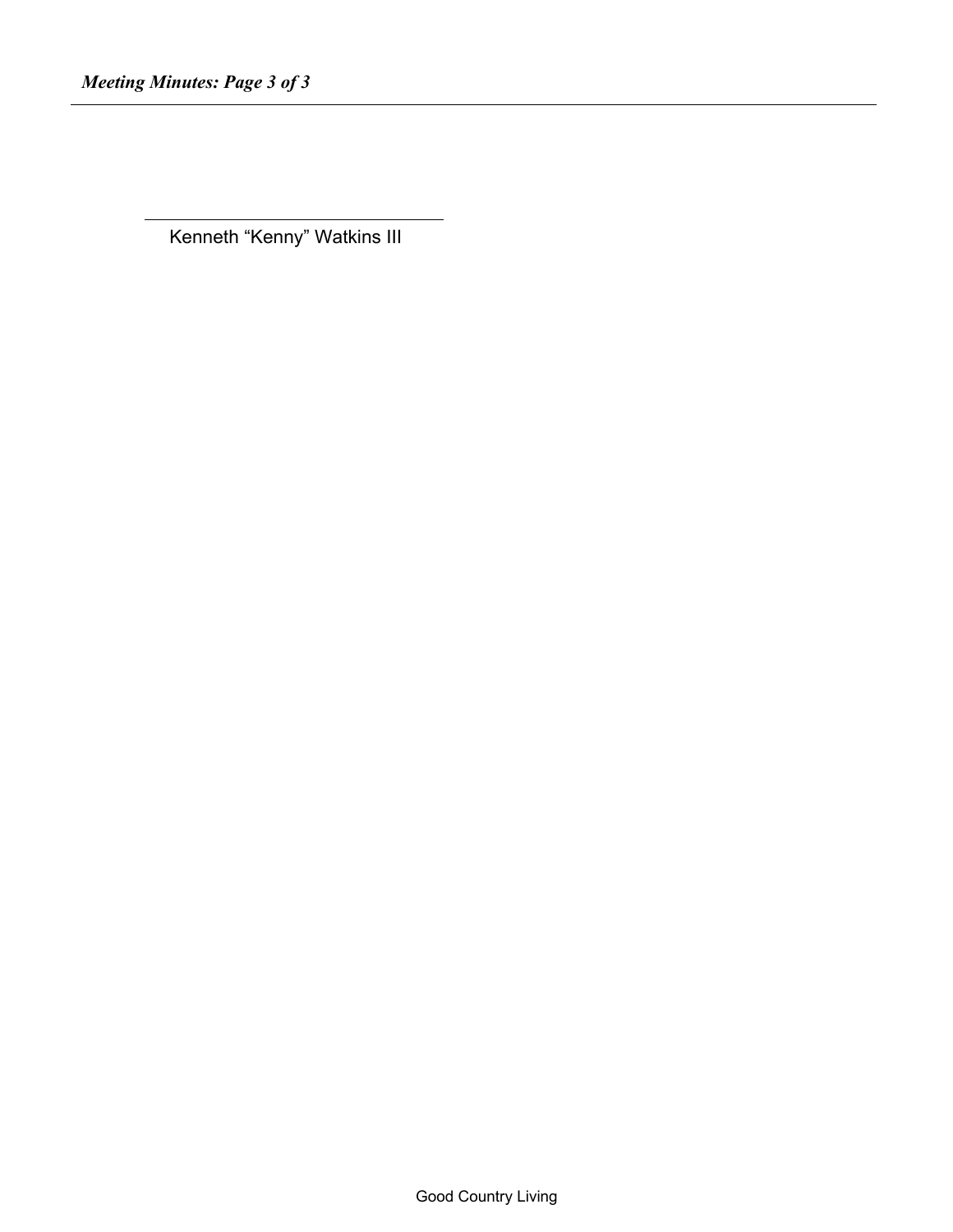\_\_\_\_\_\_\_\_\_\_\_\_\_\_\_\_\_\_\_\_\_\_\_\_\_\_\_\_\_\_\_\_\_\_

Kenneth “Kenny” Watkins III